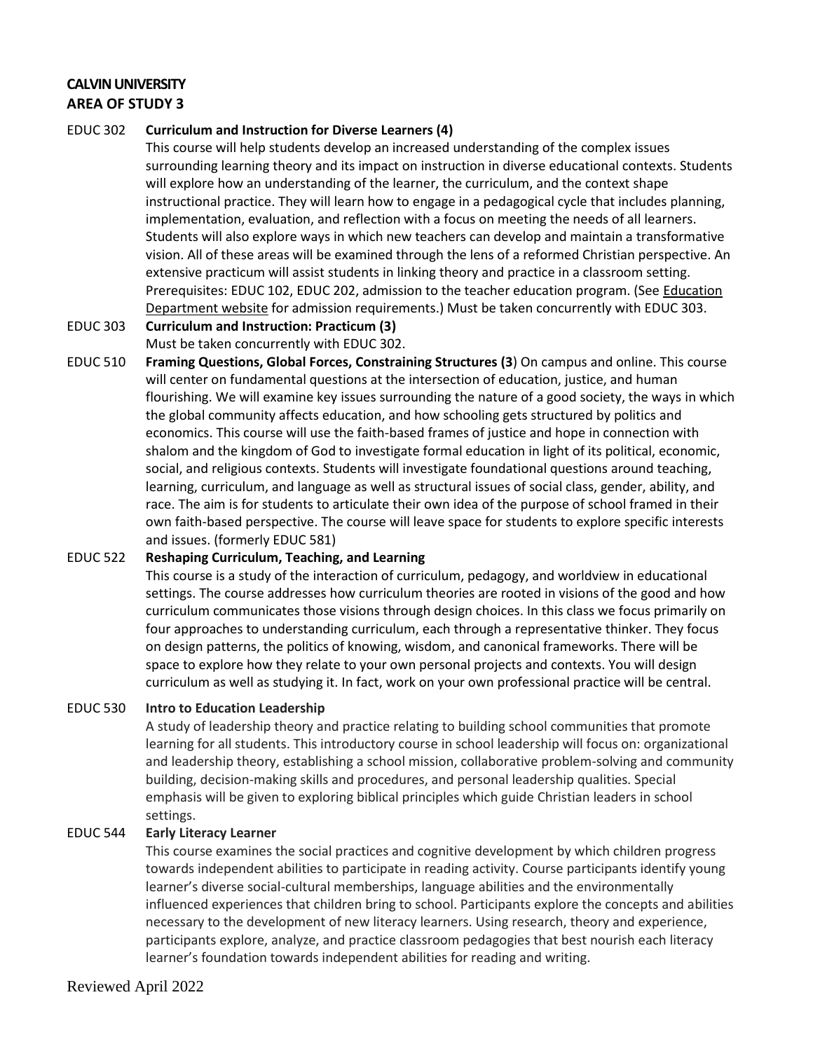**CALVIN UNIVERSITY**
**AREA OF STUDY 3**

EDUC 302 **Curriculum and Instruction for Diverse Learners (4)**

This course will help students develop an increased understanding of the complex issues surrounding learning theory and its impact on instruction in diverse educational contexts. Students will explore how an understanding of the learner, the curriculum, and the context shape instructional practice. They will learn how to engage in a pedagogical cycle that includes planning, implementation, evaluation, and reflection with a focus on meeting the needs of all learners. Students will also explore ways in which new teachers can develop and maintain a transformative vision. All of these areas will be examined through the lens of a reformed Christian perspective. An extensive practicum will assist students in linking theory and practice in a classroom setting. Prerequisites: EDUC 102, EDUC 202, admission to the teacher education program. (See Education Department website for admission requirements.) Must be taken concurrently with EDUC 303.

EDUC 303 **Curriculum and Instruction: Practicum (3)**

Must be taken concurrently with EDUC 302.

EDUC 510 **Framing Questions, Global Forces, Constraining Structures (3**) On campus and online. This course will center on fundamental questions at the intersection of education, justice, and human flourishing. We will examine key issues surrounding the nature of a good society, the ways in which the global community affects education, and how schooling gets structured by politics and economics. This course will use the faith-based frames of justice and hope in connection with shalom and the kingdom of God to investigate formal education in light of its political, economic, social, and religious contexts. Students will investigate foundational questions around teaching, learning, curriculum, and language as well as structural issues of social class, gender, ability, and race. The aim is for students to articulate their own idea of the purpose of school framed in their own faith-based perspective. The course will leave space for students to explore specific interests and issues. (formerly EDUC 581)

EDUC 522 **Reshaping Curriculum, Teaching, and Learning**

This course is a study of the interaction of curriculum, pedagogy, and worldview in educational settings. The course addresses how curriculum theories are rooted in visions of the good and how curriculum communicates those visions through design choices. In this class we focus primarily on four approaches to understanding curriculum, each through a representative thinker. They focus on design patterns, the politics of knowing, wisdom, and canonical frameworks. There will be space to explore how they relate to your own personal projects and contexts. You will design curriculum as well as studying it. In fact, work on your own professional practice will be central.

EDUC 530 **Intro to Education Leadership**

A study of leadership theory and practice relating to building school communities that promote learning for all students. This introductory course in school leadership will focus on: organizational and leadership theory, establishing a school mission, collaborative problem-solving and community building, decision-making skills and procedures, and personal leadership qualities. Special emphasis will be given to exploring biblical principles which guide Christian leaders in school settings.

EDUC 544 **Early Literacy Learner**

This course examines the social practices and cognitive development by which children progress towards independent abilities to participate in reading activity. Course participants identify young learner's diverse social-cultural memberships, language abilities and the environmentally influenced experiences that children bring to school. Participants explore the concepts and abilities necessary to the development of new literacy learners. Using research, theory and experience, participants explore, analyze, and practice classroom pedagogies that best nourish each literacy learner's foundation towards independent abilities for reading and writing.

Reviewed April 2022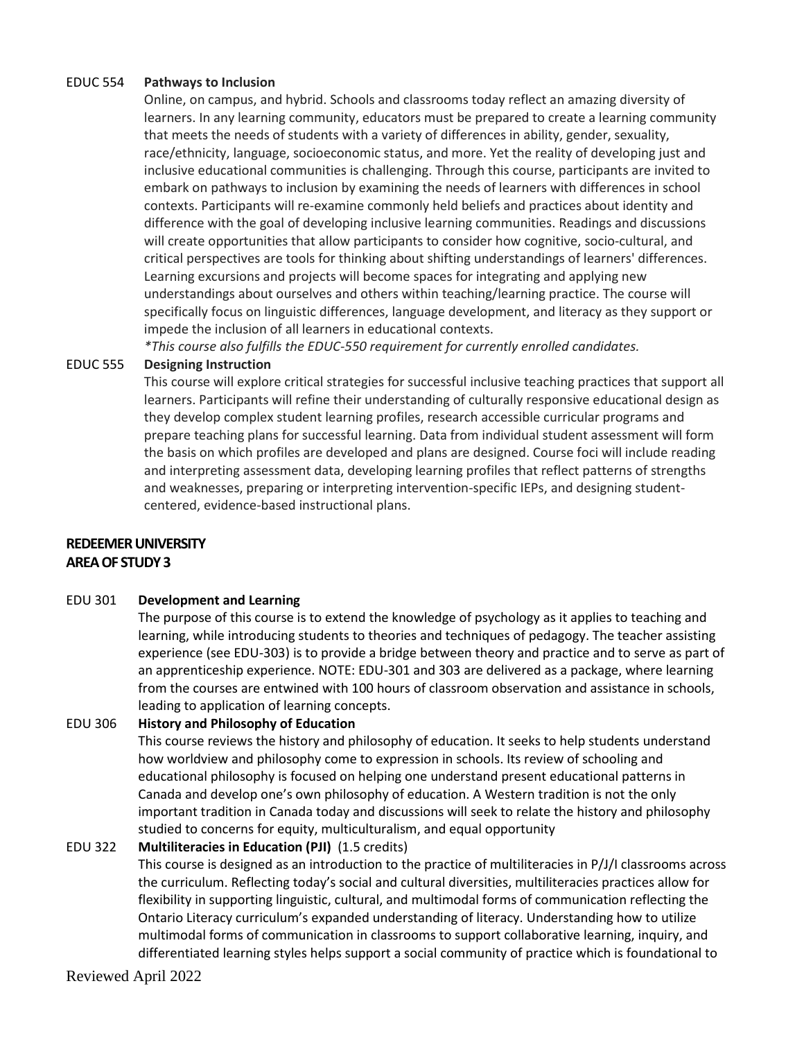**EDUC 554 Pathways to Inclusion**

Online, on campus, and hybrid. Schools and classrooms today reflect an amazing diversity of learners. In any learning community, educators must be prepared to create a learning community that meets the needs of students with a variety of differences in ability, gender, sexuality, race/ethnicity, language, socioeconomic status, and more. Yet the reality of developing just and inclusive educational communities is challenging. Through this course, participants are invited to embark on pathways to inclusion by examining the needs of learners with differences in school contexts. Participants will re-examine commonly held beliefs and practices about identity and difference with the goal of developing inclusive learning communities. Readings and discussions will create opportunities that allow participants to consider how cognitive, socio-cultural, and critical perspectives are tools for thinking about shifting understandings of learners' differences. Learning excursions and projects will become spaces for integrating and applying new understandings about ourselves and others within teaching/learning practice. The course will specifically focus on linguistic differences, language development, and literacy as they support or impede the inclusion of all learners in educational contexts.

*\*This course also fulfills the EDUC-550 requirement for currently enrolled candidates.*

**EDUC 555 Designing Instruction**

This course will explore critical strategies for successful inclusive teaching practices that support all learners. Participants will refine their understanding of culturally responsive educational design as they develop complex student learning profiles, research accessible curricular programs and prepare teaching plans for successful learning. Data from individual student assessment will form the basis on which profiles are developed and plans are designed. Course foci will include reading and interpreting assessment data, developing learning profiles that reflect patterns of strengths and weaknesses, preparing or interpreting intervention-specific IEPs, and designing student-centered, evidence-based instructional plans.

## REDEEMER UNIVERSITY
## AREA OF STUDY 3

**EDU 301 Development and Learning**

The purpose of this course is to extend the knowledge of psychology as it applies to teaching and learning, while introducing students to theories and techniques of pedagogy. The teacher assisting experience (see EDU-303) is to provide a bridge between theory and practice and to serve as part of an apprenticeship experience. NOTE: EDU-301 and 303 are delivered as a package, where learning from the courses are entwined with 100 hours of classroom observation and assistance in schools, leading to application of learning concepts.

**EDU 306 History and Philosophy of Education**

This course reviews the history and philosophy of education. It seeks to help students understand how worldview and philosophy come to expression in schools. Its review of schooling and educational philosophy is focused on helping one understand present educational patterns in Canada and develop one's own philosophy of education. A Western tradition is not the only important tradition in Canada today and discussions will seek to relate the history and philosophy studied to concerns for equity, multiculturalism, and equal opportunity

**EDU 322 Multiliteracies in Education (PJI)** (1.5 credits)

This course is designed as an introduction to the practice of multiliteracies in P/J/I classrooms across the curriculum. Reflecting today's social and cultural diversities, multiliteracies practices allow for flexibility in supporting linguistic, cultural, and multimodal forms of communication reflecting the Ontario Literacy curriculum's expanded understanding of literacy. Understanding how to utilize multimodal forms of communication in classrooms to support collaborative learning, inquiry, and differentiated learning styles helps support a social community of practice which is foundational to

Reviewed April 2022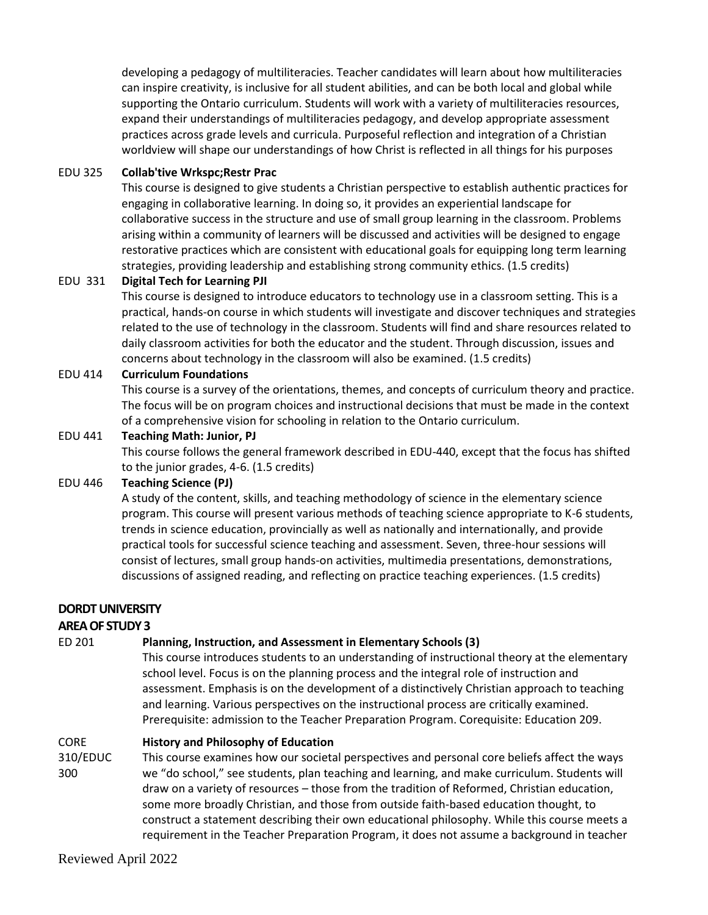developing a pedagogy of multiliteracies. Teacher candidates will learn about how multiliteracies can inspire creativity, is inclusive for all student abilities, and can be both local and global while supporting the Ontario curriculum. Students will work with a variety of multiliteracies resources, expand their understandings of multiliteracies pedagogy, and develop appropriate assessment practices across grade levels and curricula. Purposeful reflection and integration of a Christian worldview will shape our understandings of how Christ is reflected in all things for his purposes

EDU 325 **Collab'tive Wrkspc;Restr Prac**

This course is designed to give students a Christian perspective to establish authentic practices for engaging in collaborative learning. In doing so, it provides an experiential landscape for collaborative success in the structure and use of small group learning in the classroom. Problems arising within a community of learners will be discussed and activities will be designed to engage restorative practices which are consistent with educational goals for equipping long term learning strategies, providing leadership and establishing strong community ethics. (1.5 credits)

EDU 331 **Digital Tech for Learning PJI**

This course is designed to introduce educators to technology use in a classroom setting. This is a practical, hands-on course in which students will investigate and discover techniques and strategies related to the use of technology in the classroom. Students will find and share resources related to daily classroom activities for both the educator and the student. Through discussion, issues and concerns about technology in the classroom will also be examined. (1.5 credits)

EDU 414 **Curriculum Foundations**

This course is a survey of the orientations, themes, and concepts of curriculum theory and practice. The focus will be on program choices and instructional decisions that must be made in the context of a comprehensive vision for schooling in relation to the Ontario curriculum.

EDU 441 **Teaching Math: Junior, PJ**

This course follows the general framework described in EDU-440, except that the focus has shifted to the junior grades, 4-6. (1.5 credits)

EDU 446 **Teaching Science (PJ)**

A study of the content, skills, and teaching methodology of science in the elementary science program. This course will present various methods of teaching science appropriate to K-6 students, trends in science education, provincially as well as nationally and internationally, and provide practical tools for successful science teaching and assessment. Seven, three-hour sessions will consist of lectures, small group hands-on activities, multimedia presentations, demonstrations, discussions of assigned reading, and reflecting on practice teaching experiences. (1.5 credits)

## DORDT UNIVERSITY

### AREA OF STUDY 3

ED 201 **Planning, Instruction, and Assessment in Elementary Schools (3)**

This course introduces students to an understanding of instructional theory at the elementary school level. Focus is on the planning process and the integral role of instruction and assessment. Emphasis is on the development of a distinctively Christian approach to teaching and learning. Various perspectives on the instructional process are critically examined. Prerequisite: admission to the Teacher Preparation Program. Corequisite: Education 209.

CORE 310/EDUC 300 **History and Philosophy of Education**

This course examines how our societal perspectives and personal core beliefs affect the ways we "do school," see students, plan teaching and learning, and make curriculum. Students will draw on a variety of resources – those from the tradition of Reformed, Christian education, some more broadly Christian, and those from outside faith-based education thought, to construct a statement describing their own educational philosophy. While this course meets a requirement in the Teacher Preparation Program, it does not assume a background in teacher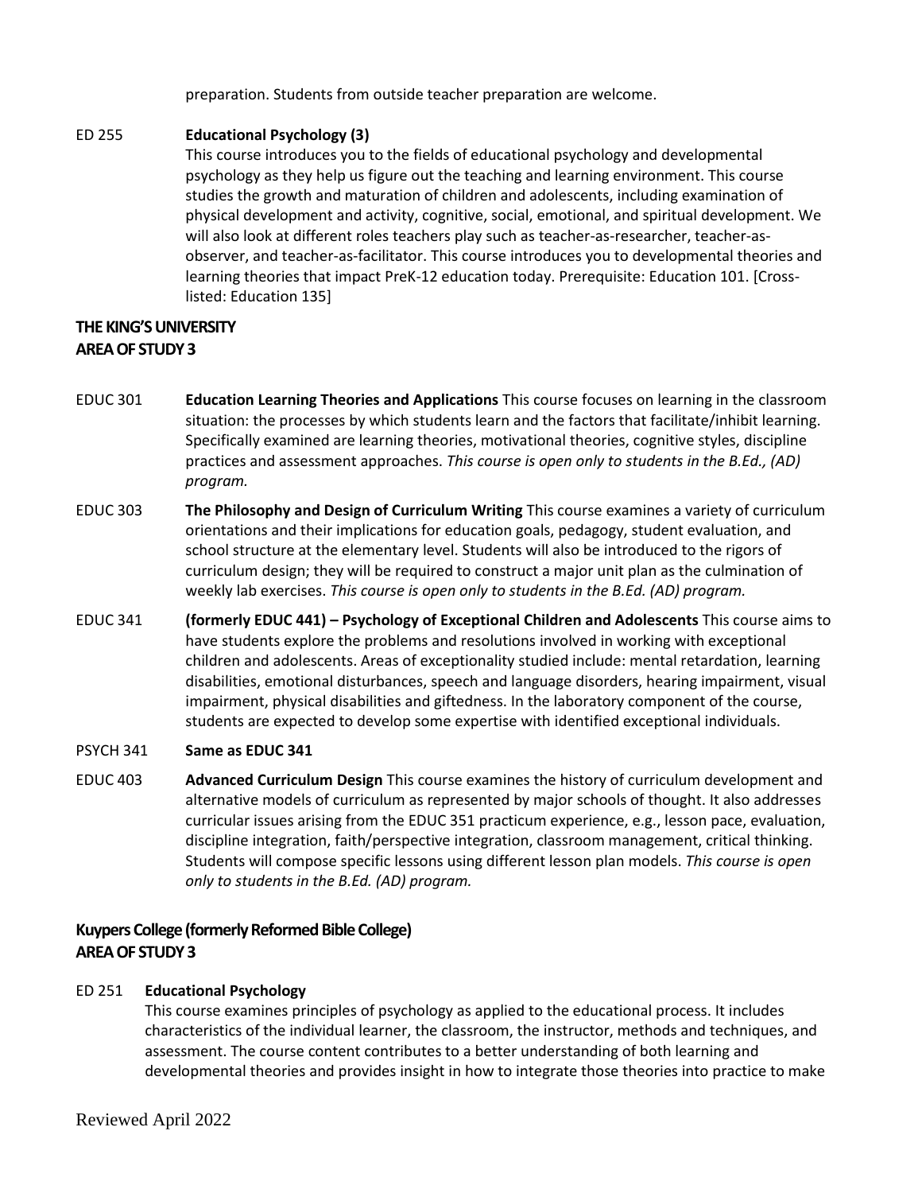preparation. Students from outside teacher preparation are welcome.

ED 255 **Educational Psychology (3)**
This course introduces you to the fields of educational psychology and developmental psychology as they help us figure out the teaching and learning environment. This course studies the growth and maturation of children and adolescents, including examination of physical development and activity, cognitive, social, emotional, and spiritual development. We will also look at different roles teachers play such as teacher-as-researcher, teacher-as-observer, and teacher-as-facilitator. This course introduces you to developmental theories and learning theories that impact PreK-12 education today. Prerequisite: Education 101. [Cross-listed: Education 135]

## THE KING'S UNIVERSITY
## AREA OF STUDY 3

EDUC 301 **Education Learning Theories and Applications** This course focuses on learning in the classroom situation: the processes by which students learn and the factors that facilitate/inhibit learning. Specifically examined are learning theories, motivational theories, cognitive styles, discipline practices and assessment approaches. *This course is open only to students in the B.Ed., (AD) program.*

EDUC 303 **The Philosophy and Design of Curriculum Writing** This course examines a variety of curriculum orientations and their implications for education goals, pedagogy, student evaluation, and school structure at the elementary level. Students will also be introduced to the rigors of curriculum design; they will be required to construct a major unit plan as the culmination of weekly lab exercises. *This course is open only to students in the B.Ed. (AD) program.*

EDUC 341 **(formerly EDUC 441) – Psychology of Exceptional Children and Adolescents** This course aims to have students explore the problems and resolutions involved in working with exceptional children and adolescents. Areas of exceptionality studied include: mental retardation, learning disabilities, emotional disturbances, speech and language disorders, hearing impairment, visual impairment, physical disabilities and giftedness. In the laboratory component of the course, students are expected to develop some expertise with identified exceptional individuals.

PSYCH 341 **Same as EDUC 341**

EDUC 403 **Advanced Curriculum Design** This course examines the history of curriculum development and alternative models of curriculum as represented by major schools of thought. It also addresses curricular issues arising from the EDUC 351 practicum experience, e.g., lesson pace, evaluation, discipline integration, faith/perspective integration, classroom management, critical thinking. Students will compose specific lessons using different lesson plan models. *This course is open only to students in the B.Ed. (AD) program.*

## Kuypers College (formerly Reformed Bible College)
## AREA OF STUDY 3

ED 251 **Educational Psychology**
This course examines principles of psychology as applied to the educational process. It includes characteristics of the individual learner, the classroom, the instructor, methods and techniques, and assessment. The course content contributes to a better understanding of both learning and developmental theories and provides insight in how to integrate those theories into practice to make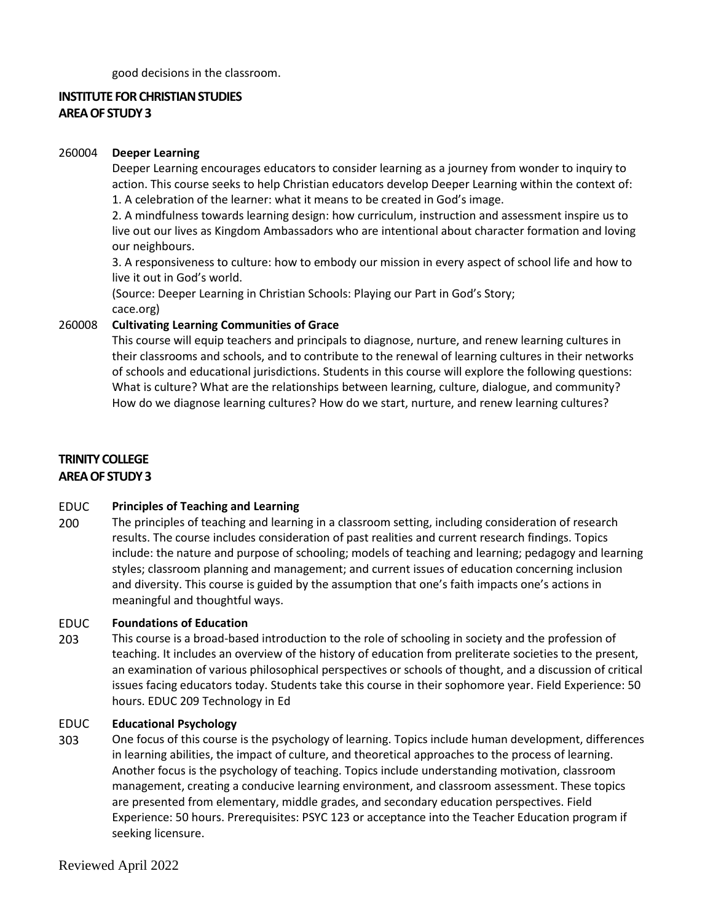good decisions in the classroom.

**INSTITUTE FOR CHRISTIAN STUDIES**
**AREA OF STUDY 3**

260004 **Deeper Learning**

Deeper Learning encourages educators to consider learning as a journey from wonder to inquiry to action. This course seeks to help Christian educators develop Deeper Learning within the context of:

1. A celebration of the learner: what it means to be created in God's image.
2. A mindfulness towards learning design: how curriculum, instruction and assessment inspire us to live out our lives as Kingdom Ambassadors who are intentional about character formation and loving our neighbours.
3. A responsiveness to culture: how to embody our mission in every aspect of school life and how to live it out in God's world.

(Source: Deeper Learning in Christian Schools: Playing our Part in God's Story; cace.org)

260008 **Cultivating Learning Communities of Grace**

This course will equip teachers and principals to diagnose, nurture, and renew learning cultures in their classrooms and schools, and to contribute to the renewal of learning cultures in their networks of schools and educational jurisdictions. Students in this course will explore the following questions: What is culture? What are the relationships between learning, culture, dialogue, and community? How do we diagnose learning cultures? How do we start, nurture, and renew learning cultures?

**TRINITY COLLEGE**
**AREA OF STUDY 3**

EDUC 200 **Principles of Teaching and Learning**

The principles of teaching and learning in a classroom setting, including consideration of research results. The course includes consideration of past realities and current research findings. Topics include: the nature and purpose of schooling; models of teaching and learning; pedagogy and learning styles; classroom planning and management; and current issues of education concerning inclusion and diversity. This course is guided by the assumption that one's faith impacts one's actions in meaningful and thoughtful ways.

EDUC 203 **Foundations of Education**

This course is a broad-based introduction to the role of schooling in society and the profession of teaching. It includes an overview of the history of education from preliterate societies to the present, an examination of various philosophical perspectives or schools of thought, and a discussion of critical issues facing educators today. Students take this course in their sophomore year. Field Experience: 50 hours. EDUC 209 Technology in Ed

EDUC 303 **Educational Psychology**

One focus of this course is the psychology of learning. Topics include human development, differences in learning abilities, the impact of culture, and theoretical approaches to the process of learning. Another focus is the psychology of teaching. Topics include understanding motivation, classroom management, creating a conducive learning environment, and classroom assessment. These topics are presented from elementary, middle grades, and secondary education perspectives. Field Experience: 50 hours. Prerequisites: PSYC 123 or acceptance into the Teacher Education program if seeking licensure.

Reviewed April 2022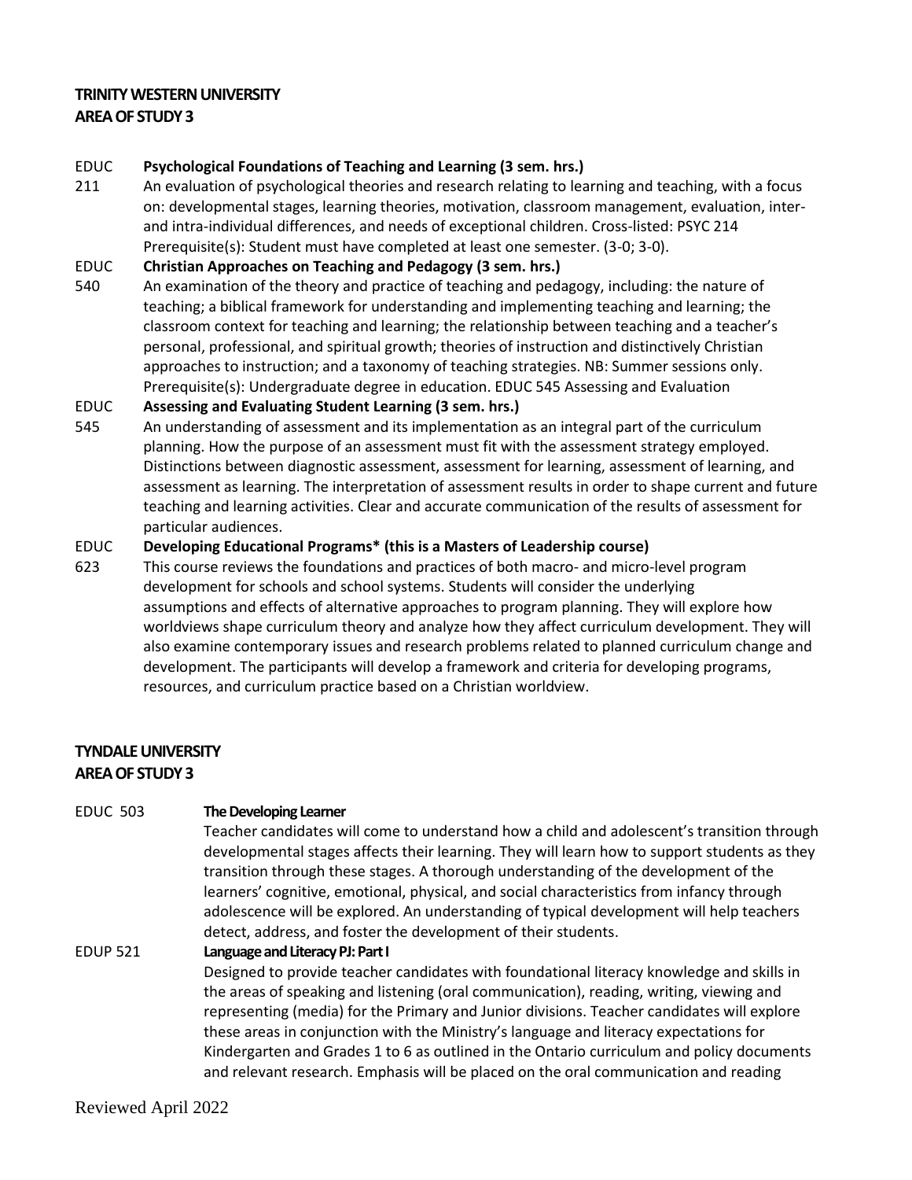**TRINITY WESTERN UNIVERSITY**
**AREA OF STUDY 3**

EDUC 211 **Psychological Foundations of Teaching and Learning (3 sem. hrs.)**
An evaluation of psychological theories and research relating to learning and teaching, with a focus on: developmental stages, learning theories, motivation, classroom management, evaluation, inter- and intra-individual differences, and needs of exceptional children. Cross-listed: PSYC 214 Prerequisite(s): Student must have completed at least one semester. (3-0; 3-0).

EDUC 540 **Christian Approaches on Teaching and Pedagogy (3 sem. hrs.)**
An examination of the theory and practice of teaching and pedagogy, including: the nature of teaching; a biblical framework for understanding and implementing teaching and learning; the classroom context for teaching and learning; the relationship between teaching and a teacher's personal, professional, and spiritual growth; theories of instruction and distinctively Christian approaches to instruction; and a taxonomy of teaching strategies. NB: Summer sessions only. Prerequisite(s): Undergraduate degree in education. EDUC 545 Assessing and Evaluation

EDUC 545 **Assessing and Evaluating Student Learning (3 sem. hrs.)**
An understanding of assessment and its implementation as an integral part of the curriculum planning. How the purpose of an assessment must fit with the assessment strategy employed. Distinctions between diagnostic assessment, assessment for learning, assessment of learning, and assessment as learning. The interpretation of assessment results in order to shape current and future teaching and learning activities. Clear and accurate communication of the results of assessment for particular audiences.

EDUC 623 **Developing Educational Programs* (this is a Masters of Leadership course)**
This course reviews the foundations and practices of both macro- and micro-level program development for schools and school systems. Students will consider the underlying assumptions and effects of alternative approaches to program planning. They will explore how worldviews shape curriculum theory and analyze how they affect curriculum development. They will also examine contemporary issues and research problems related to planned curriculum change and development. The participants will develop a framework and criteria for developing programs, resources, and curriculum practice based on a Christian worldview.

**TYNDALE UNIVERSITY**
**AREA OF STUDY 3**

EDUC 503 **The Developing Learner**
Teacher candidates will come to understand how a child and adolescent's transition through developmental stages affects their learning. They will learn how to support students as they transition through these stages. A thorough understanding of the development of the learners' cognitive, emotional, physical, and social characteristics from infancy through adolescence will be explored. An understanding of typical development will help teachers detect, address, and foster the development of their students.

EDUP 521 **Language and Literacy PJ: Part I**
Designed to provide teacher candidates with foundational literacy knowledge and skills in the areas of speaking and listening (oral communication), reading, writing, viewing and representing (media) for the Primary and Junior divisions. Teacher candidates will explore these areas in conjunction with the Ministry's language and literacy expectations for Kindergarten and Grades 1 to 6 as outlined in the Ontario curriculum and policy documents and relevant research. Emphasis will be placed on the oral communication and reading

Reviewed April 2022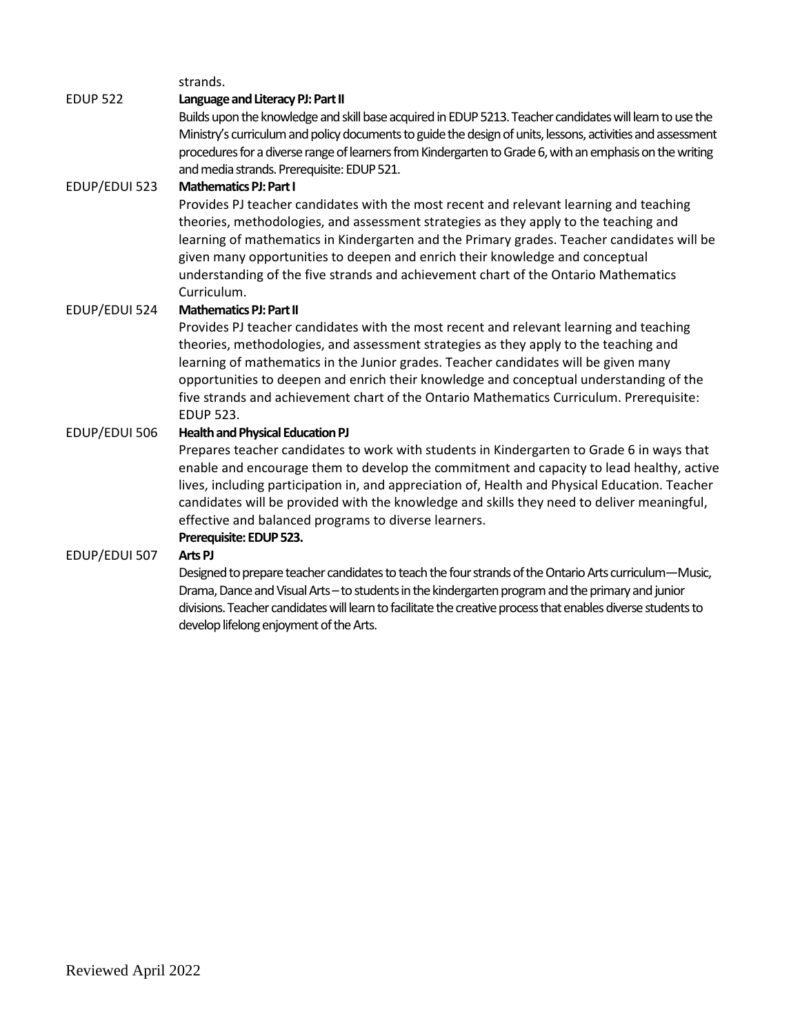strands.

EDUP 522 **Language and Literacy PJ: Part II**
Builds upon the knowledge and skill base acquired in EDUP 5213. Teacher candidates will learn to use the Ministry's curriculum and policy documents to guide the design of units, lessons, activities and assessment procedures for a diverse range of learners from Kindergarten to Grade 6, with an emphasis on the writing and media strands. Prerequisite: EDUP 521.

EDUP/EDUI 523 **Mathematics PJ: Part I**
Provides PJ teacher candidates with the most recent and relevant learning and teaching theories, methodologies, and assessment strategies as they apply to the teaching and learning of mathematics in Kindergarten and the Primary grades. Teacher candidates will be given many opportunities to deepen and enrich their knowledge and conceptual understanding of the five strands and achievement chart of the Ontario Mathematics Curriculum.

EDUP/EDUI 524 **Mathematics PJ: Part II**
Provides PJ teacher candidates with the most recent and relevant learning and teaching theories, methodologies, and assessment strategies as they apply to the teaching and learning of mathematics in the Junior grades. Teacher candidates will be given many opportunities to deepen and enrich their knowledge and conceptual understanding of the five strands and achievement chart of the Ontario Mathematics Curriculum. Prerequisite: EDUP 523.

EDUP/EDUI 506 **Health and Physical Education PJ**
Prepares teacher candidates to work with students in Kindergarten to Grade 6 in ways that enable and encourage them to develop the commitment and capacity to lead healthy, active lives, including participation in, and appreciation of, Health and Physical Education. Teacher candidates will be provided with the knowledge and skills they need to deliver meaningful, effective and balanced programs to diverse learners.
**Prerequisite: EDUP 523.**

EDUP/EDUI 507 **Arts PJ**
Designed to prepare teacher candidates to teach the four strands of the Ontario Arts curriculum—Music, Drama, Dance and Visual Arts – to students in the kindergarten program and the primary and junior divisions. Teacher candidates will learn to facilitate the creative process that enables diverse students to develop lifelong enjoyment of the Arts.

Reviewed April 2022